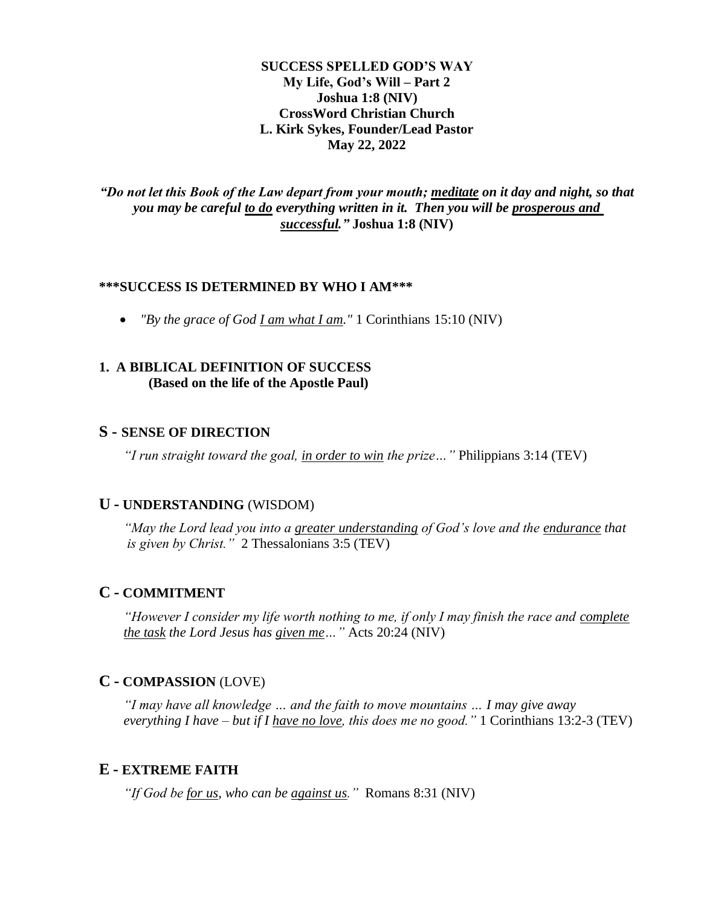**SUCCESS SPELLED GOD'S WAY**
**My Life, God's Will – Part 2**
**Joshua 1:8 (NIV)**
**CrossWord Christian Church**
**L. Kirk Sykes, Founder/Lead Pastor**
**May 22, 2022**

***"Do not let this Book of the Law depart from your mouth; <u>meditate</u> on it day and night, so that you may be careful <u>to do</u> everything written in it. Then you will be <u>prosperous and successful</u>."*** **Joshua 1:8 (NIV)**

**\*\*\*SUCCESS IS DETERMINED BY WHO I AM\*\*\***

- *"By the grace of God <u>I am what I am</u>."* 1 Corinthians 15:10 (NIV)

## 1. A BIBLICAL DEFINITION OF SUCCESS
**(Based on the life of the Apostle Paul)**

### S - SENSE OF DIRECTION

*"I run straight toward the goal, <u>in order to win</u> the prize…"* Philippians 3:14 (TEV)

### U - UNDERSTANDING (WISDOM)

*"May the Lord lead you into a <u>greater understanding</u> of God's love and the <u>endurance</u> that is given by Christ."* 2 Thessalonians 3:5 (TEV)

### C - COMMITMENT

*"However I consider my life worth nothing to me, if only I may finish the race and <u>complete the task</u> the Lord Jesus has <u>given me</u>…"* Acts 20:24 (NIV)

### C - COMPASSION (LOVE)

*"I may have all knowledge … and the faith to move mountains … I may give away everything I have – but if I <u>have no love</u>, this does me no good."* 1 Corinthians 13:2-3 (TEV)

### E - EXTREME FAITH

*"If God be <u>for us</u>, who can be <u>against us</u>."* Romans 8:31 (NIV)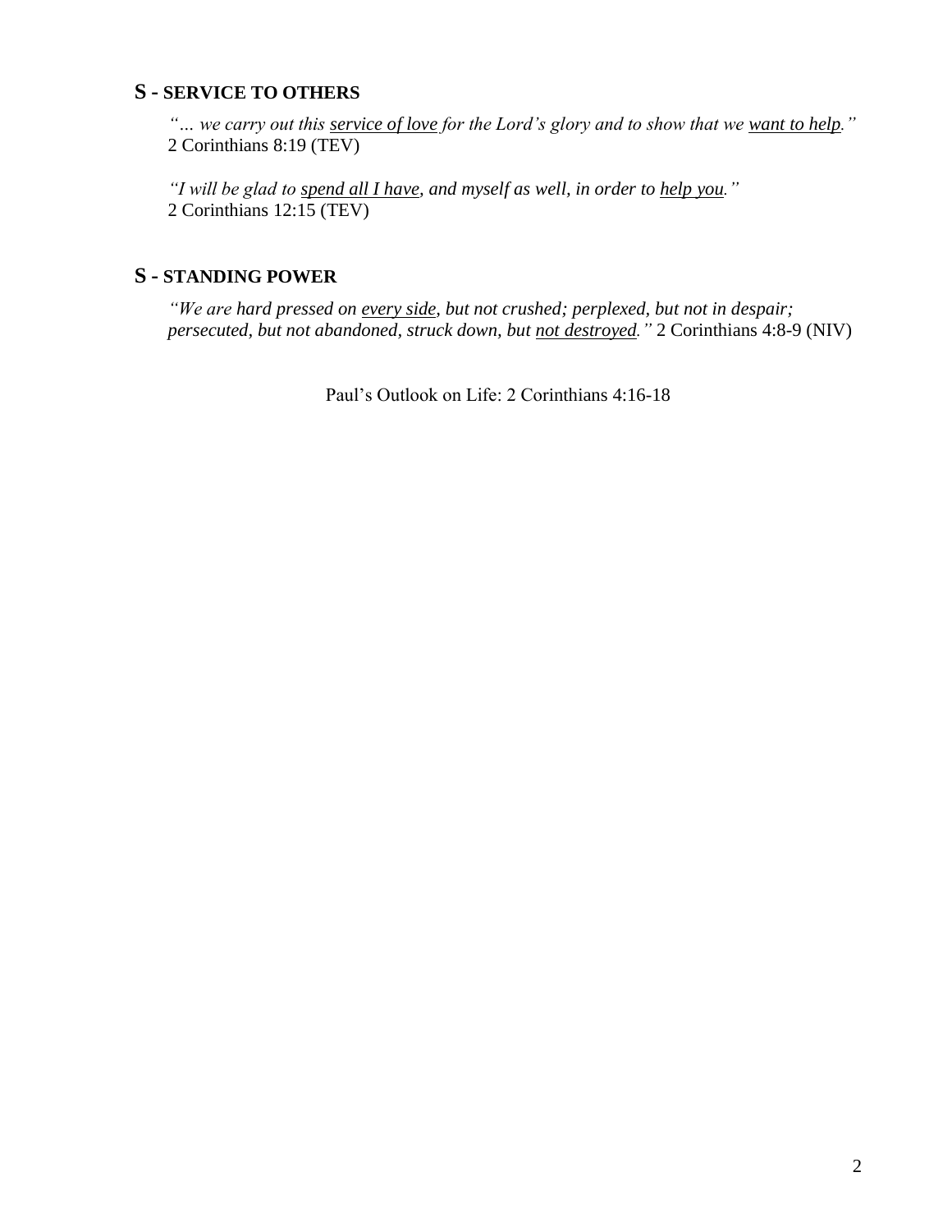## S - SERVICE TO OTHERS

*"… we carry out this <u>service of love</u> for the Lord's glory and to show that we <u>want to help</u>."*
2 Corinthians 8:19 (TEV)

*"I will be glad to <u>spend all I have</u>, and myself as well, in order to <u>help you</u>."*
2 Corinthians 12:15 (TEV)

## S - STANDING POWER

*"We are hard pressed on <u>every side</u>, but not crushed; perplexed, but not in despair; persecuted, but not abandoned, struck down, but <u>not destroyed</u>."* 2 Corinthians 4:8-9 (NIV)

Paul's Outlook on Life: 2 Corinthians 4:16-18